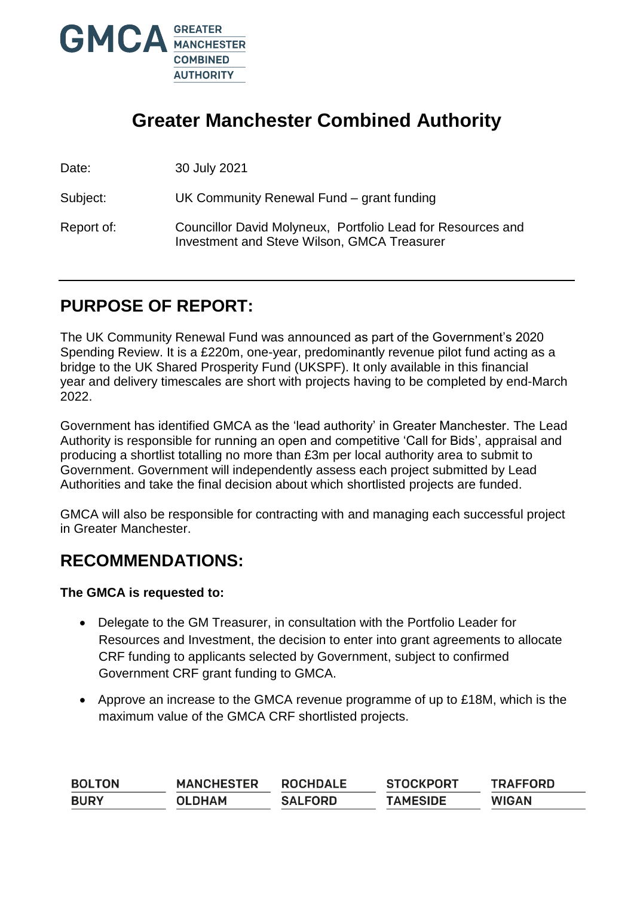# Greater Manchester Combined Authority

Date: 30 July 2021

Subject: UK Community Renewal Fund – grant funding

Report of: Councillor David Molyneux, Portfolio Lead for Resources and Investment and Steve Wilson, GMCA Treasurer

## PURPOSE OF REPORT:

The UK Community Renewal Fund was announced as part of the Government's 2020 Spending Review. It is a £220m, one-year, predominantly revenue pilot fund acting as a bridge to the UK Shared Prosperity Fund (UKSPF). It only available in this financial year and delivery timescales are short with projects having to be completed by end-March 2022.

Government has identified GMCA as the 'lead authority' in Greater Manchester. The Lead Authority is responsible for running an open and competitive 'Call for Bids', appraisal and producing a shortlist totalling no more than £3m per local authority area to submit to Government. Government will independently assess each project submitted by Lead Authorities and take the final decision about which shortlisted projects are funded.

GMCA will also be responsible for contracting with and managing each successful project in Greater Manchester.

## RECOMMENDATIONS:

**The GMCA is requested to:**

- Delegate to the GM Treasurer, in consultation with the Portfolio Leader for Resources and Investment, the decision to enter into grant agreements to allocate CRF funding to applicants selected by Government, subject to confirmed Government CRF grant funding to GMCA.
- Approve an increase to the GMCA revenue programme of up to £18M, which is the maximum value of the GMCA CRF shortlisted projects.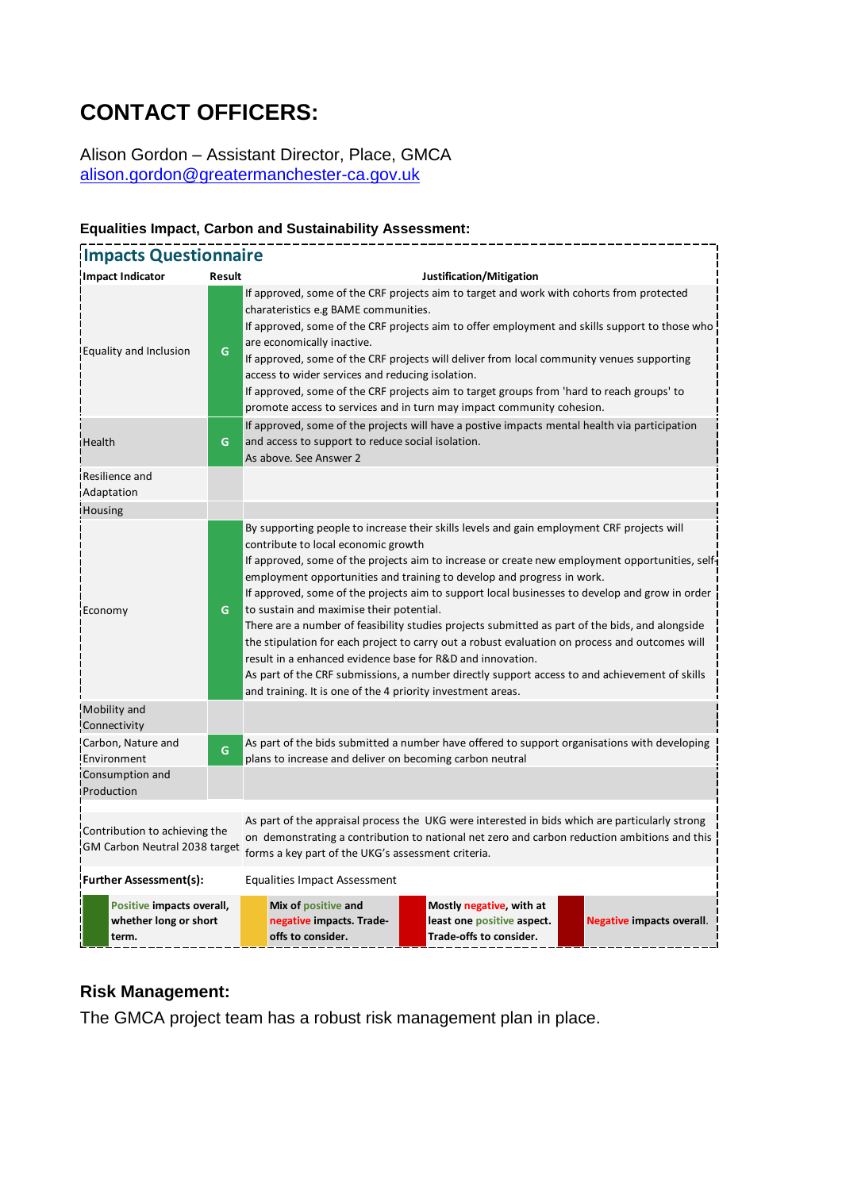## CONTACT OFFICERS:

Alison Gordon – Assistant Director, Place, GMCA
alison.gordon@greatermanchester-ca.gov.uk

**Equalities Impact, Carbon and Sustainability Assessment:**

### Impacts Questionnaire

| Impact Indicator | Result | Justification/Mitigation |
|---|---|---|
| Equality and Inclusion | G | If approved, some of the CRF projects aim to target and work with cohorts from protected charateristics e.g BAME communities.<br>If approved, some of the CRF projects aim to offer employment and skills support to those who are economically inactive.<br>If approved, some of the CRF projects will deliver from local community venues supporting access to wider services and reducing isolation.<br>If approved, some of the CRF projects aim to target groups from 'hard to reach groups' to promote access to services and in turn may impact community cohesion. |
| Health | G | If approved, some of the projects will have a postive impacts mental health via participation and access to support to reduce social isolation.<br>As above. See Answer 2 |
| Resilience and Adaptation | | |
| Housing | | |
| Economy | G | By supporting people to increase their skills levels and gain employment CRF projects will contribute to local economic growth<br>If approved, some of the projects aim to increase or create new employment opportunities, self-employment opportunities and training to develop and progress in work.<br>If approved, some of the projects aim to support local businesses to develop and grow in order to sustain and maximise their potential.<br>There are a number of feasibility studies projects submitted as part of the bids, and alongside the stipulation for each project to carry out a robust evaluation on process and outcomes will result in a enhanced evidence base for R&D and innovation.<br>As part of the CRF submissions, a number directly support access to and achievement of skills and training. It is one of the 4 priority investment areas. |
| Mobility and Connectivity | | |
| Carbon, Nature and Environment | G | As part of the bids submitted a number have offered to support organisations with developing plans to increase and deliver on becoming carbon neutral |
| Consumption and Production | | |
| Contribution to achieving the GM Carbon Neutral 2038 target | | As part of the appraisal process the UKG were interested in bids which are particularly strong on demonstrating a contribution to national net zero and carbon reduction ambitions and this forms a key part of the UKG's assessment criteria. |
| **Further Assessment(s):** | | Equalities Impact Assessment |

| Key | Description |
|---|---|
| G (green) | **Positive impacts overall, whether long or short term.** |
| Amber | **Mix of positive and negative impacts. Trade-offs to consider.** |
| Red | **Mostly negative, with at least one positive aspect. Trade-offs to consider.** |
| Dark red | **Negative impacts overall.** |

### Risk Management:

The GMCA project team has a robust risk management plan in place.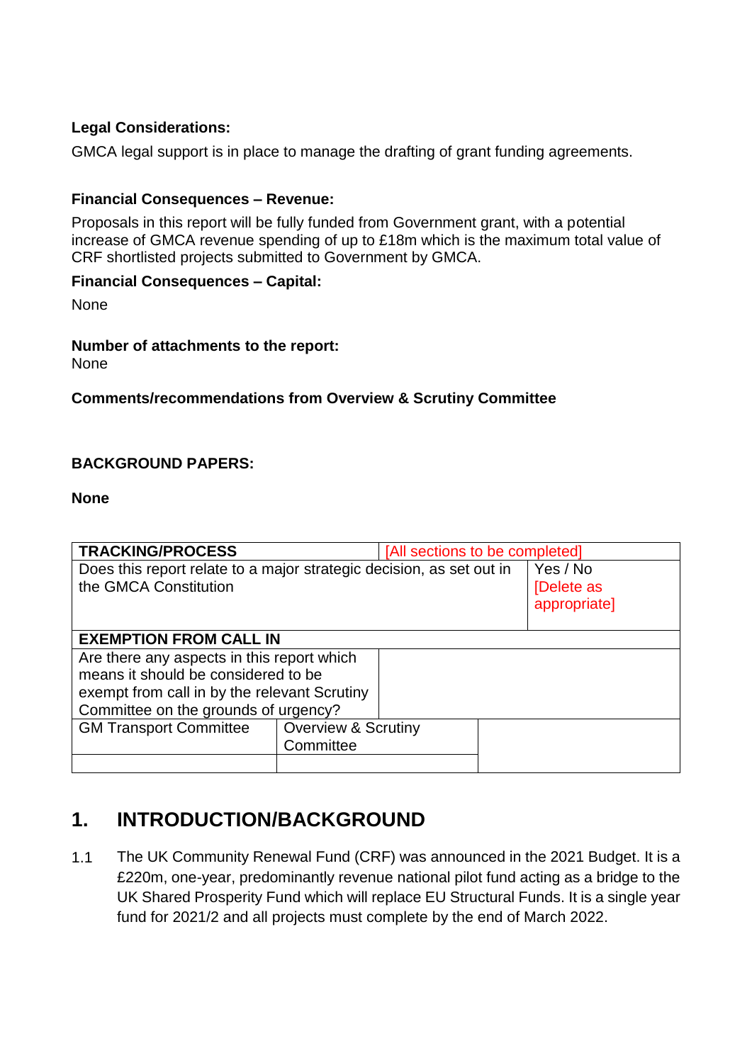**Legal Considerations:**

GMCA legal support is in place to manage the drafting of grant funding agreements.

**Financial Consequences – Revenue:**

Proposals in this report will be fully funded from Government grant, with a potential increase of GMCA revenue spending of up to £18m which is the maximum total value of CRF shortlisted projects submitted to Government by GMCA.

**Financial Consequences – Capital:**

None

**Number of attachments to the report:**

None

**Comments/recommendations from Overview & Scrutiny Committee**

**BACKGROUND PAPERS:**

**None**

| **TRACKING/PROCESS** | | [All sections to be completed] | |
|---|---|---|---|
| Does this report relate to a major strategic decision, as set out in the GMCA Constitution | | | Yes / No [Delete as appropriate] |
| **EXEMPTION FROM CALL IN** | | | |
| Are there any aspects in this report which means it should be considered to be exempt from call in by the relevant Scrutiny Committee on the grounds of urgency? | | | |
| GM Transport Committee | Overview & Scrutiny Committee | | |
| | | | |

## 1. INTRODUCTION/BACKGROUND

1.1 The UK Community Renewal Fund (CRF) was announced in the 2021 Budget. It is a £220m, one-year, predominantly revenue national pilot fund acting as a bridge to the UK Shared Prosperity Fund which will replace EU Structural Funds. It is a single year fund for 2021/2 and all projects must complete by the end of March 2022.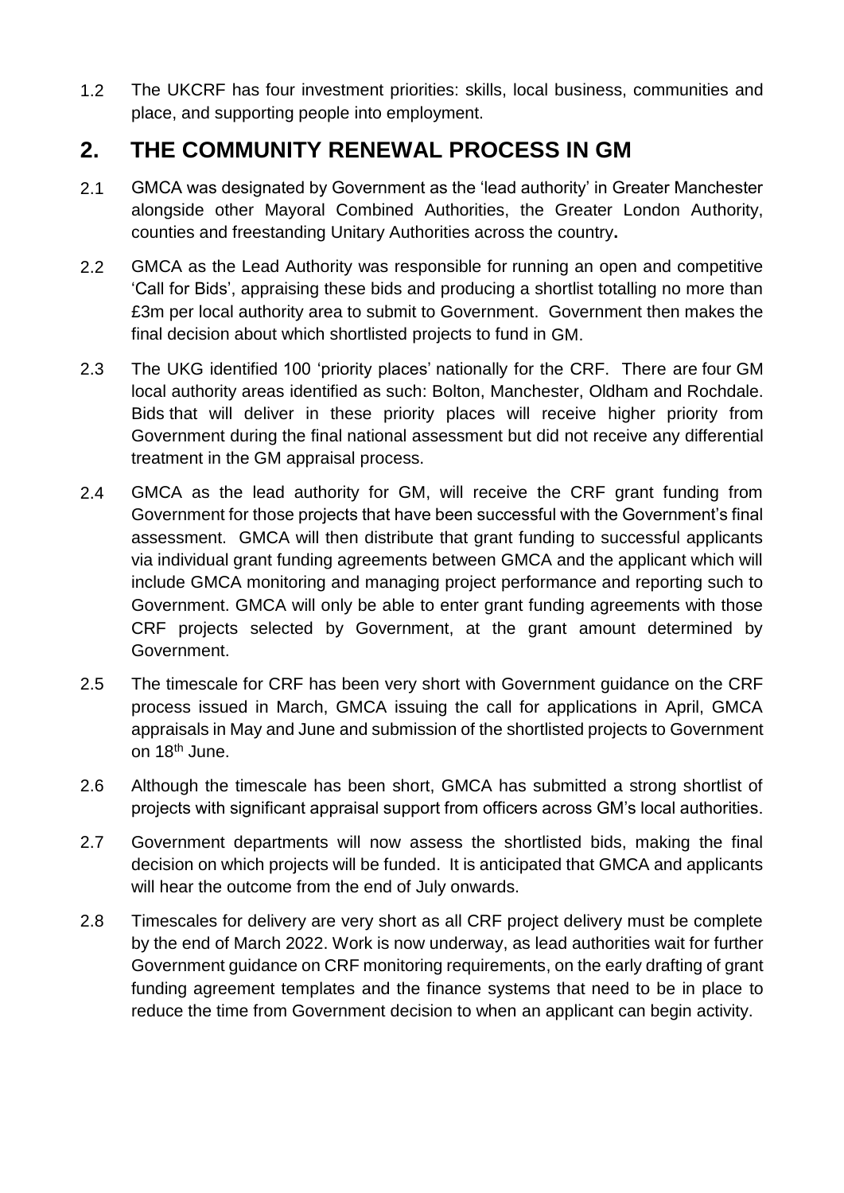1.2 The UKCRF has four investment priorities: skills, local business, communities and place, and supporting people into employment.

## 2. THE COMMUNITY RENEWAL PROCESS IN GM

2.1 GMCA was designated by Government as the 'lead authority' in Greater Manchester alongside other Mayoral Combined Authorities, the Greater London Authority, counties and freestanding Unitary Authorities across the country**.**

2.2 GMCA as the Lead Authority was responsible for running an open and competitive 'Call for Bids', appraising these bids and producing a shortlist totalling no more than £3m per local authority area to submit to Government. Government then makes the final decision about which shortlisted projects to fund in GM.

2.3 The UKG identified 100 'priority places' nationally for the CRF. There are four GM local authority areas identified as such: Bolton, Manchester, Oldham and Rochdale. Bids that will deliver in these priority places will receive higher priority from Government during the final national assessment but did not receive any differential treatment in the GM appraisal process.

2.4 GMCA as the lead authority for GM, will receive the CRF grant funding from Government for those projects that have been successful with the Government's final assessment. GMCA will then distribute that grant funding to successful applicants via individual grant funding agreements between GMCA and the applicant which will include GMCA monitoring and managing project performance and reporting such to Government. GMCA will only be able to enter grant funding agreements with those CRF projects selected by Government, at the grant amount determined by Government.

2.5 The timescale for CRF has been very short with Government guidance on the CRF process issued in March, GMCA issuing the call for applications in April, GMCA appraisals in May and June and submission of the shortlisted projects to Government on 18th June.

2.6 Although the timescale has been short, GMCA has submitted a strong shortlist of projects with significant appraisal support from officers across GM's local authorities.

2.7 Government departments will now assess the shortlisted bids, making the final decision on which projects will be funded. It is anticipated that GMCA and applicants will hear the outcome from the end of July onwards.

2.8 Timescales for delivery are very short as all CRF project delivery must be complete by the end of March 2022. Work is now underway, as lead authorities wait for further Government guidance on CRF monitoring requirements, on the early drafting of grant funding agreement templates and the finance systems that need to be in place to reduce the time from Government decision to when an applicant can begin activity.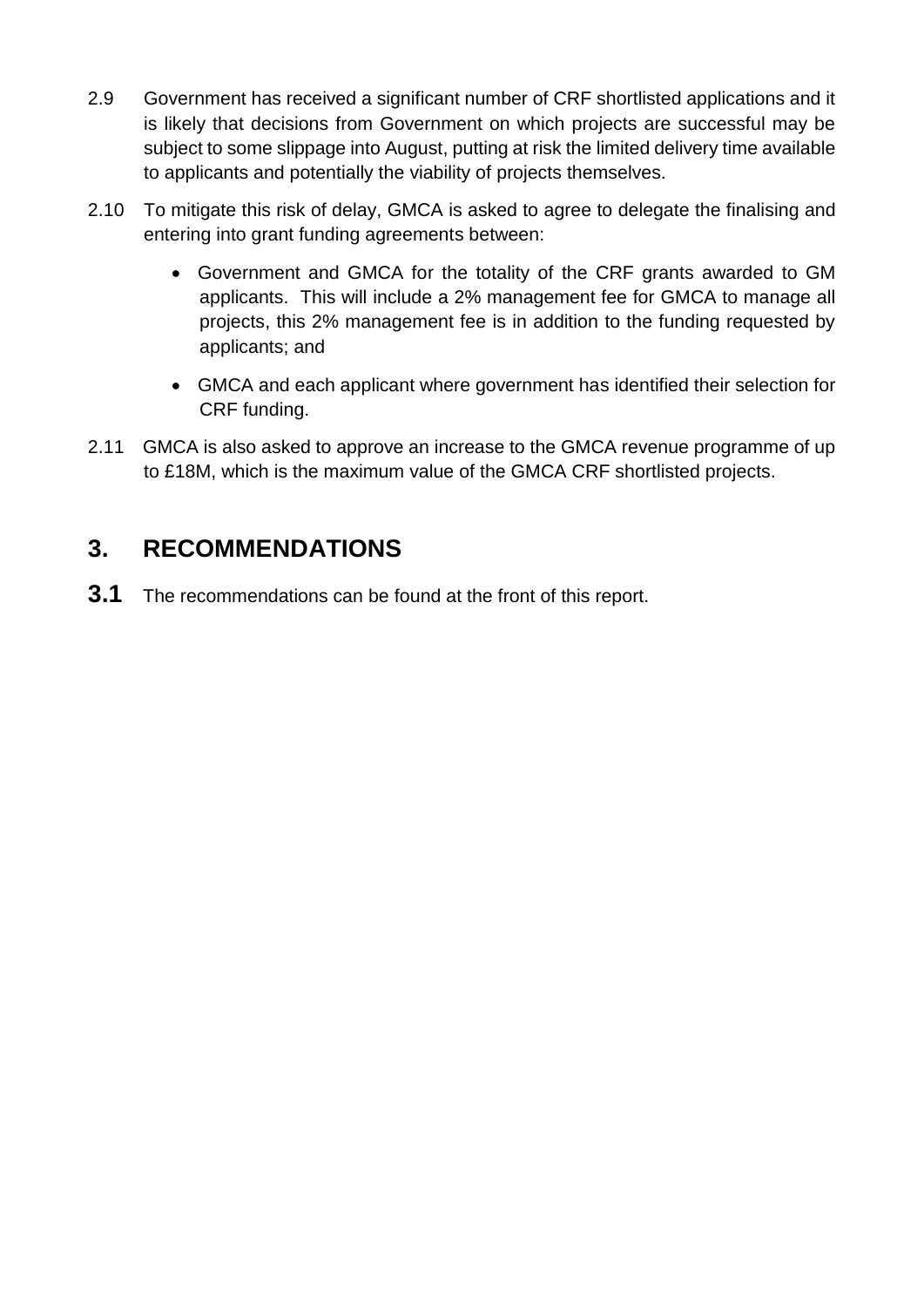2.9 Government has received a significant number of CRF shortlisted applications and it is likely that decisions from Government on which projects are successful may be subject to some slippage into August, putting at risk the limited delivery time available to applicants and potentially the viability of projects themselves.

2.10 To mitigate this risk of delay, GMCA is asked to agree to delegate the finalising and entering into grant funding agreements between:

- Government and GMCA for the totality of the CRF grants awarded to GM applicants. This will include a 2% management fee for GMCA to manage all projects, this 2% management fee is in addition to the funding requested by applicants; and
- GMCA and each applicant where government has identified their selection for CRF funding.

2.11 GMCA is also asked to approve an increase to the GMCA revenue programme of up to £18M, which is the maximum value of the GMCA CRF shortlisted projects.

## 3. RECOMMENDATIONS

**3.1** The recommendations can be found at the front of this report.